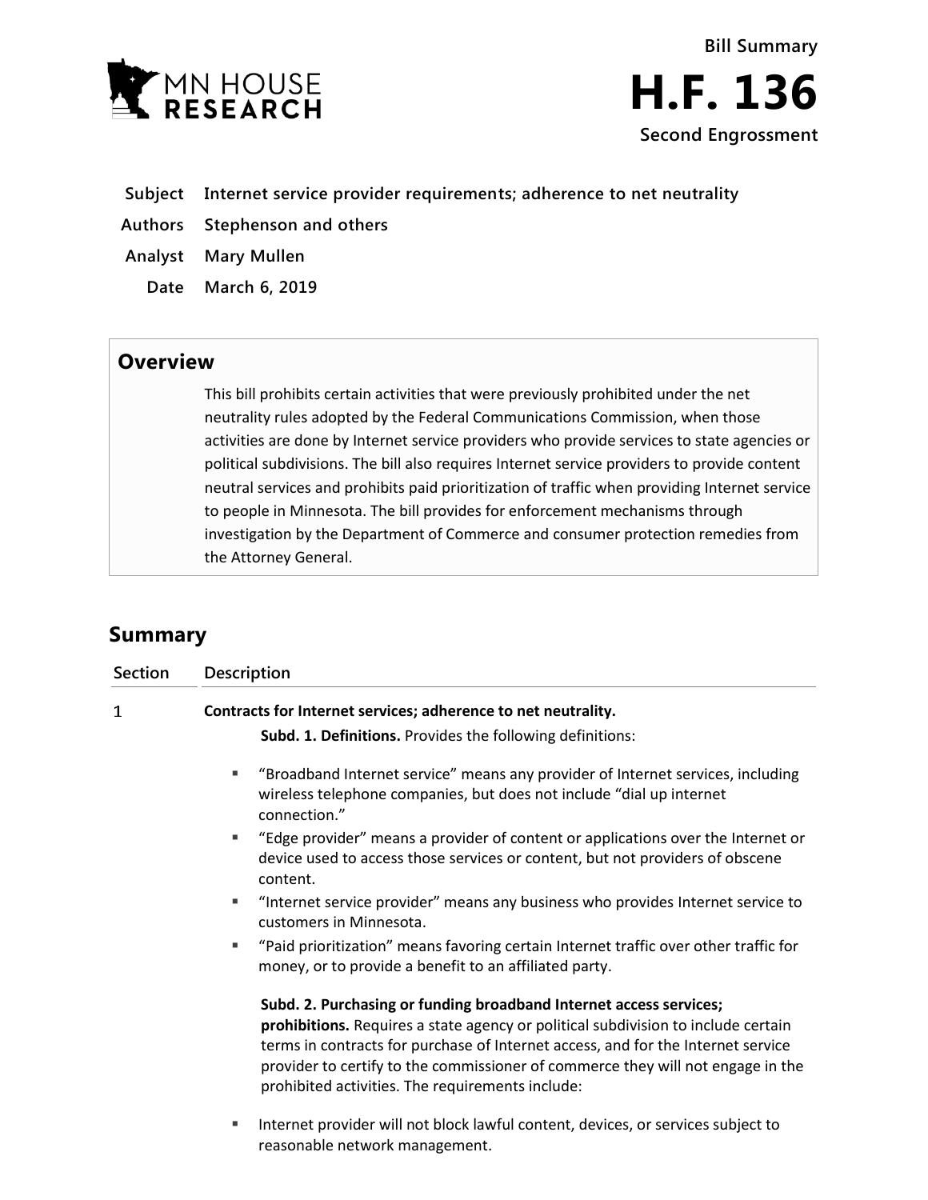Bill Summary

# H.F. 136

Second Engrossment

**Subject** Internet service provider requirements; adherence to net neutrality

**Authors** Stephenson and others

**Analyst** Mary Mullen

**Date** March 6, 2019

## Overview

This bill prohibits certain activities that were previously prohibited under the net neutrality rules adopted by the Federal Communications Commission, when those activities are done by Internet service providers who provide services to state agencies or political subdivisions. The bill also requires Internet service providers to provide content neutral services and prohibits paid prioritization of traffic when providing Internet service to people in Minnesota. The bill provides for enforcement mechanisms through investigation by the Department of Commerce and consumer protection remedies from the Attorney General.

## Summary

| Section | Description |
| --- | --- |

### 1 Contracts for Internet services; adherence to net neutrality.

**Subd. 1. Definitions.** Provides the following definitions:

- "Broadband Internet service" means any provider of Internet services, including wireless telephone companies, but does not include "dial up internet connection."
- "Edge provider" means a provider of content or applications over the Internet or device used to access those services or content, but not providers of obscene content.
- "Internet service provider" means any business who provides Internet service to customers in Minnesota.
- "Paid prioritization" means favoring certain Internet traffic over other traffic for money, or to provide a benefit to an affiliated party.

**Subd. 2. Purchasing or funding broadband Internet access services; prohibitions.** Requires a state agency or political subdivision to include certain terms in contracts for purchase of Internet access, and for the Internet service provider to certify to the commissioner of commerce they will not engage in the prohibited activities. The requirements include:

- Internet provider will not block lawful content, devices, or services subject to reasonable network management.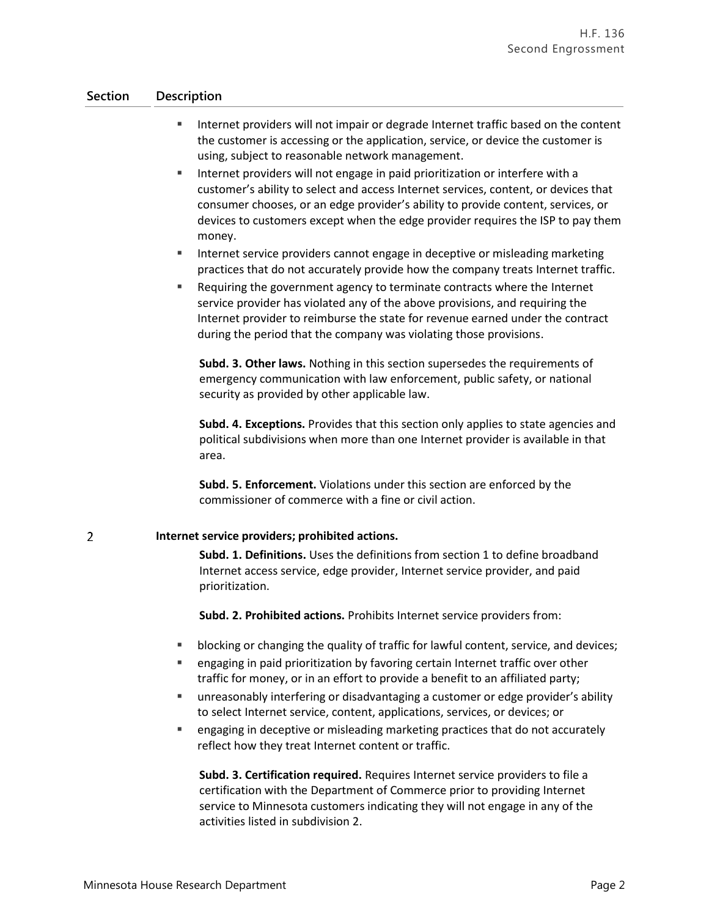| Section | Description |
|---|---|
| | ▪ Internet providers will not impair or degrade Internet traffic based on the content the customer is accessing or the application, service, or device the customer is using, subject to reasonable network management.<br>▪ Internet providers will not engage in paid prioritization or interfere with a customer's ability to select and access Internet services, content, or devices that consumer chooses, or an edge provider's ability to provide content, services, or devices to customers except when the edge provider requires the ISP to pay them money.<br>▪ Internet service providers cannot engage in deceptive or misleading marketing practices that do not accurately provide how the company treats Internet traffic.<br>▪ Requiring the government agency to terminate contracts where the Internet service provider has violated any of the above provisions, and requiring the Internet provider to reimburse the state for revenue earned under the contract during the period that the company was violating those provisions.<br><br>**Subd. 3. Other laws.** Nothing in this section supersedes the requirements of emergency communication with law enforcement, public safety, or national security as provided by other applicable law.<br><br>**Subd. 4. Exceptions.** Provides that this section only applies to state agencies and political subdivisions when more than one Internet provider is available in that area.<br><br>**Subd. 5. Enforcement.** Violations under this section are enforced by the commissioner of commerce with a fine or civil action. |
| 2 | **Internet service providers; prohibited actions.**<br><br>**Subd. 1. Definitions.** Uses the definitions from section 1 to define broadband Internet access service, edge provider, Internet service provider, and paid prioritization.<br><br>**Subd. 2. Prohibited actions.** Prohibits Internet service providers from:<br><br>▪ blocking or changing the quality of traffic for lawful content, service, and devices;<br>▪ engaging in paid prioritization by favoring certain Internet traffic over other traffic for money, or in an effort to provide a benefit to an affiliated party;<br>▪ unreasonably interfering or disadvantaging a customer or edge provider's ability to select Internet service, content, applications, services, or devices; or<br>▪ engaging in deceptive or misleading marketing practices that do not accurately reflect how they treat Internet content or traffic.<br><br>**Subd. 3. Certification required.** Requires Internet service providers to file a certification with the Department of Commerce prior to providing Internet service to Minnesota customers indicating they will not engage in any of the activities listed in subdivision 2. |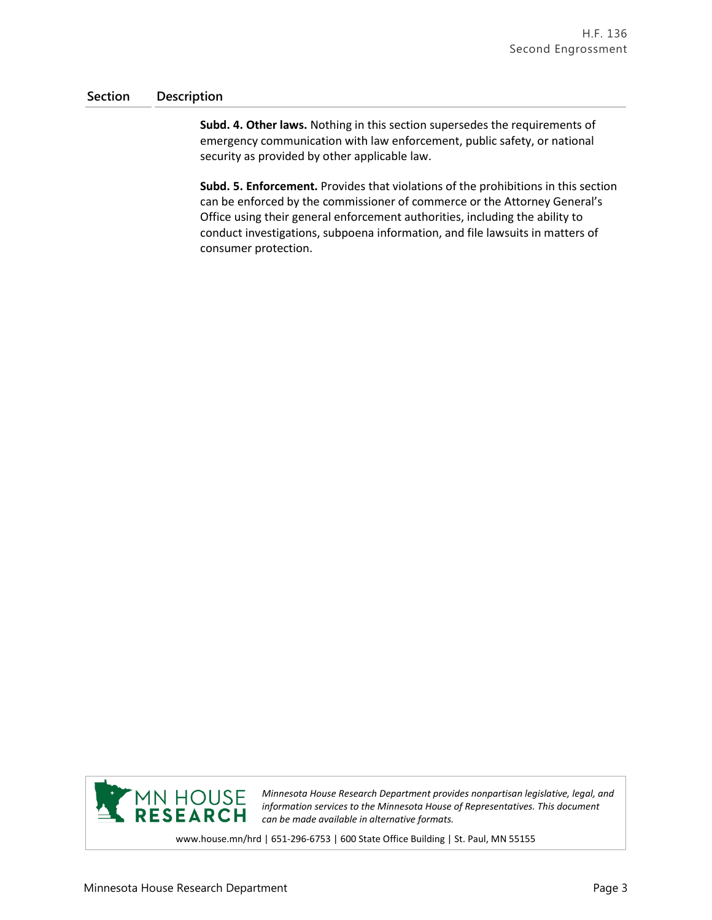| Section | Description |
| --- | --- |
| | **Subd. 4. Other laws.** Nothing in this section supersedes the requirements of emergency communication with law enforcement, public safety, or national security as provided by other applicable law. |
| | **Subd. 5. Enforcement.** Provides that violations of the prohibitions in this section can be enforced by the commissioner of commerce or the Attorney General's Office using their general enforcement authorities, including the ability to conduct investigations, subpoena information, and file lawsuits in matters of consumer protection. |

MN HOUSE RESEARCH

*Minnesota House Research Department provides nonpartisan legislative, legal, and information services to the Minnesota House of Representatives. This document can be made available in alternative formats.*

www.house.mn/hrd | 651-296-6753 | 600 State Office Building | St. Paul, MN 55155